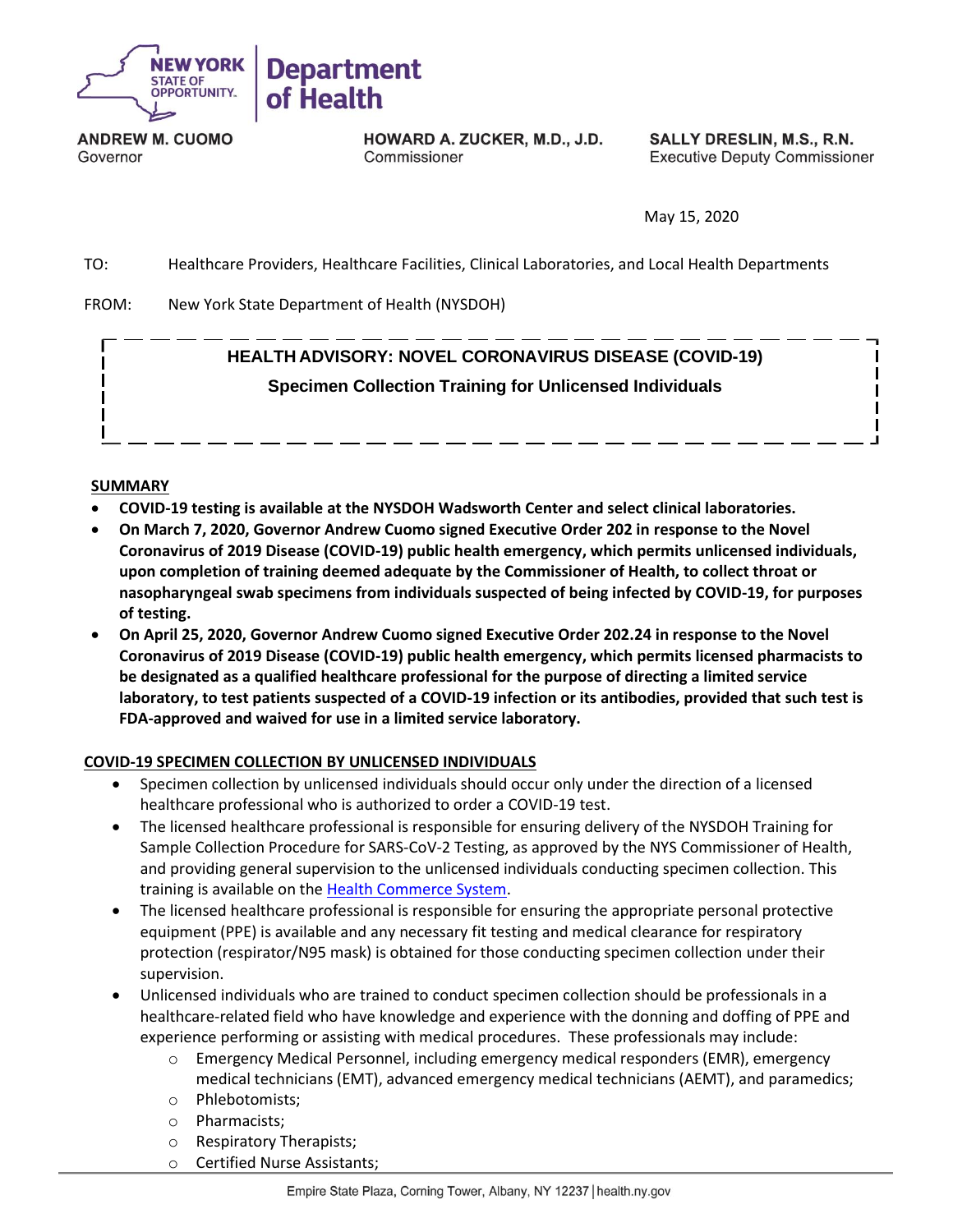**NEW YORK STATE OF OPPORTUNITY.** | **Department of Health**

**ANDREW M. CUOMO**
Governor

**HOWARD A. ZUCKER, M.D., J.D.**
Commissioner

**SALLY DRESLIN, M.S., R.N.**
Executive Deputy Commissioner

May 15, 2020

TO: Healthcare Providers, Healthcare Facilities, Clinical Laboratories, and Local Health Departments

FROM: New York State Department of Health (NYSDOH)

## HEALTH ADVISORY: NOVEL CORONAVIRUS DISEASE (COVID-19)

### Specimen Collection Training for Unlicensed Individuals

**SUMMARY**

- **COVID-19 testing is available at the NYSDOH Wadsworth Center and select clinical laboratories.**
- **On March 7, 2020, Governor Andrew Cuomo signed Executive Order 202 in response to the Novel Coronavirus of 2019 Disease (COVID-19) public health emergency, which permits unlicensed individuals, upon completion of training deemed adequate by the Commissioner of Health, to collect throat or nasopharyngeal swab specimens from individuals suspected of being infected by COVID-19, for purposes of testing.**
- **On April 25, 2020, Governor Andrew Cuomo signed Executive Order 202.24 in response to the Novel Coronavirus of 2019 Disease (COVID-19) public health emergency, which permits licensed pharmacists to be designated as a qualified healthcare professional for the purpose of directing a limited service laboratory, to test patients suspected of a COVID-19 infection or its antibodies, provided that such test is FDA-approved and waived for use in a limited service laboratory.**

**COVID-19 SPECIMEN COLLECTION BY UNLICENSED INDIVIDUALS**

- Specimen collection by unlicensed individuals should occur only under the direction of a licensed healthcare professional who is authorized to order a COVID-19 test.
- The licensed healthcare professional is responsible for ensuring delivery of the NYSDOH Training for Sample Collection Procedure for SARS-CoV-2 Testing, as approved by the NYS Commissioner of Health, and providing general supervision to the unlicensed individuals conducting specimen collection. This training is available on the Health Commerce System.
- The licensed healthcare professional is responsible for ensuring the appropriate personal protective equipment (PPE) is available and any necessary fit testing and medical clearance for respiratory protection (respirator/N95 mask) is obtained for those conducting specimen collection under their supervision.
- Unlicensed individuals who are trained to conduct specimen collection should be professionals in a healthcare-related field who have knowledge and experience with the donning and doffing of PPE and experience performing or assisting with medical procedures. These professionals may include:
  - Emergency Medical Personnel, including emergency medical responders (EMR), emergency medical technicians (EMT), advanced emergency medical technicians (AEMT), and paramedics;
  - Phlebotomists;
  - Pharmacists;
  - Respiratory Therapists;
  - Certified Nurse Assistants;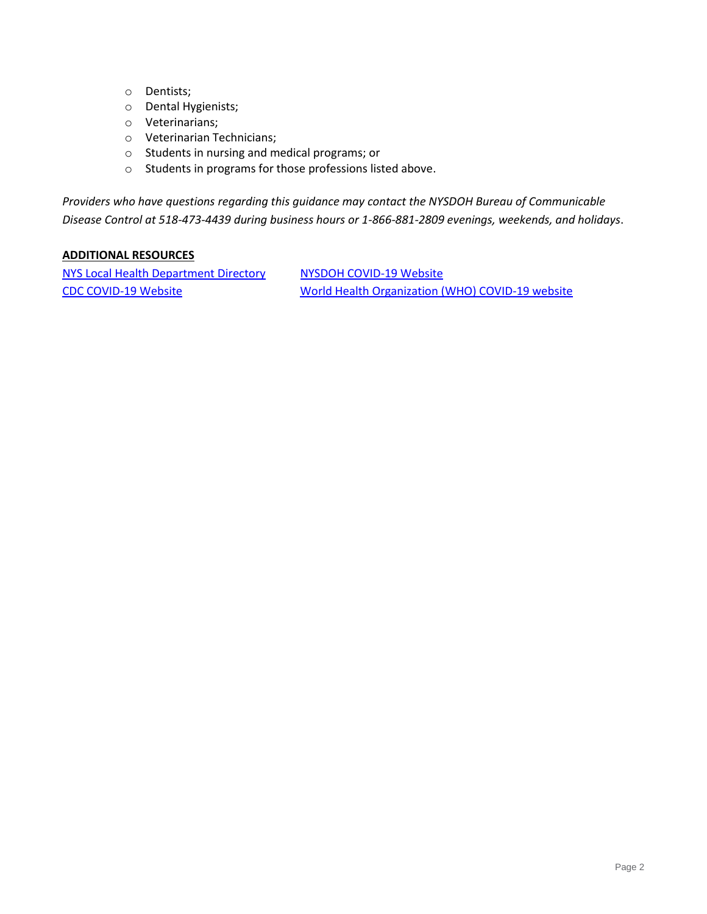- Dentists;
- Dental Hygienists;
- Veterinarians;
- Veterinarian Technicians;
- Students in nursing and medical programs; or
- Students in programs for those professions listed above.

*Providers who have questions regarding this guidance may contact the NYSDOH Bureau of Communicable Disease Control at 518-473-4439 during business hours or 1-866-881-2809 evenings, weekends, and holidays*.

**ADDITIONAL RESOURCES**

NYS Local Health Department Directory

NYSDOH COVID-19 Website

CDC COVID-19 Website

World Health Organization (WHO) COVID-19 website